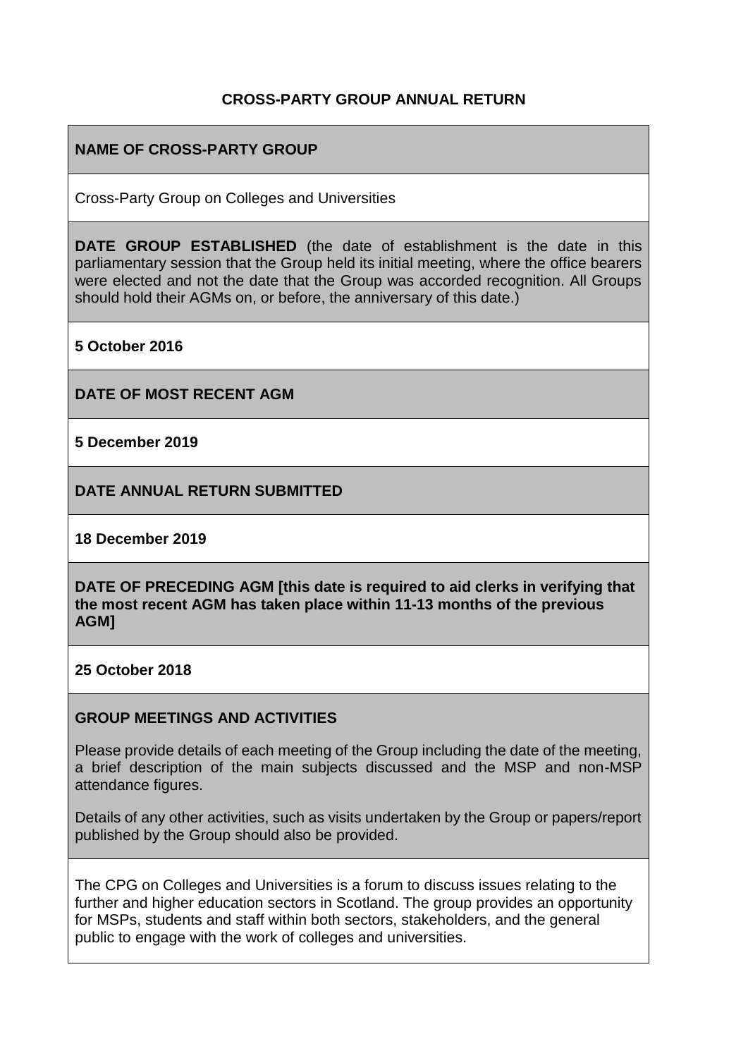# CROSS-PARTY GROUP ANNUAL RETURN

**NAME OF CROSS-PARTY GROUP**

Cross-Party Group on Colleges and Universities

**DATE GROUP ESTABLISHED** (the date of establishment is the date in this parliamentary session that the Group held its initial meeting, where the office bearers were elected and not the date that the Group was accorded recognition. All Groups should hold their AGMs on, or before, the anniversary of this date.)

**5 October 2016**

**DATE OF MOST RECENT AGM**

**5 December 2019**

**DATE ANNUAL RETURN SUBMITTED**

**18 December 2019**

**DATE OF PRECEDING AGM [this date is required to aid clerks in verifying that the most recent AGM has taken place within 11-13 months of the previous AGM]**

**25 October 2018**

**GROUP MEETINGS AND ACTIVITIES**

Please provide details of each meeting of the Group including the date of the meeting, a brief description of the main subjects discussed and the MSP and non-MSP attendance figures.

Details of any other activities, such as visits undertaken by the Group or papers/report published by the Group should also be provided.

The CPG on Colleges and Universities is a forum to discuss issues relating to the further and higher education sectors in Scotland. The group provides an opportunity for MSPs, students and staff within both sectors, stakeholders, and the general public to engage with the work of colleges and universities.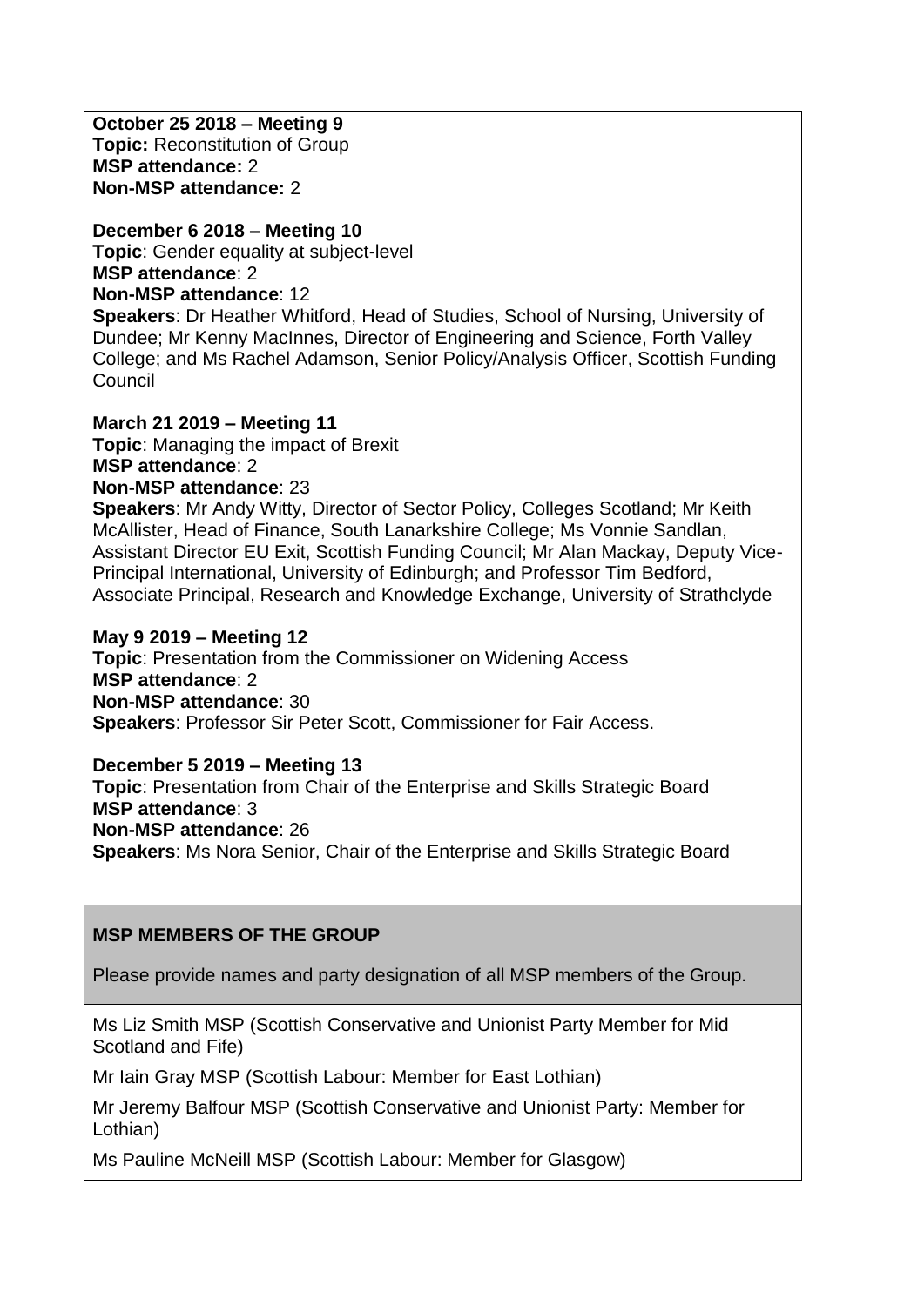**October 25 2018 – Meeting 9**
**Topic:** Reconstitution of Group
**MSP attendance:** 2
**Non-MSP attendance:** 2

**December 6 2018 – Meeting 10**
**Topic**: Gender equality at subject-level
**MSP attendance**: 2
**Non-MSP attendance**: 12
**Speakers**: Dr Heather Whitford, Head of Studies, School of Nursing, University of Dundee; Mr Kenny MacInnes, Director of Engineering and Science, Forth Valley College; and Ms Rachel Adamson, Senior Policy/Analysis Officer, Scottish Funding Council

**March 21 2019 – Meeting 11**
**Topic**: Managing the impact of Brexit
**MSP attendance**: 2
**Non-MSP attendance**: 23
**Speakers**: Mr Andy Witty, Director of Sector Policy, Colleges Scotland; Mr Keith McAllister, Head of Finance, South Lanarkshire College; Ms Vonnie Sandlan, Assistant Director EU Exit, Scottish Funding Council; Mr Alan Mackay, Deputy Vice-Principal International, University of Edinburgh; and Professor Tim Bedford, Associate Principal, Research and Knowledge Exchange, University of Strathclyde

**May 9 2019 – Meeting 12**
**Topic**: Presentation from the Commissioner on Widening Access
**MSP attendance**: 2
**Non-MSP attendance**: 30
**Speakers**: Professor Sir Peter Scott, Commissioner for Fair Access.

**December 5 2019 – Meeting 13**
**Topic**: Presentation from Chair of the Enterprise and Skills Strategic Board
**MSP attendance**: 3
**Non-MSP attendance**: 26
**Speakers**: Ms Nora Senior, Chair of the Enterprise and Skills Strategic Board

## MSP MEMBERS OF THE GROUP

Please provide names and party designation of all MSP members of the Group.

Ms Liz Smith MSP (Scottish Conservative and Unionist Party Member for Mid Scotland and Fife)

Mr Iain Gray MSP (Scottish Labour: Member for East Lothian)

Mr Jeremy Balfour MSP (Scottish Conservative and Unionist Party: Member for Lothian)

Ms Pauline McNeill MSP (Scottish Labour: Member for Glasgow)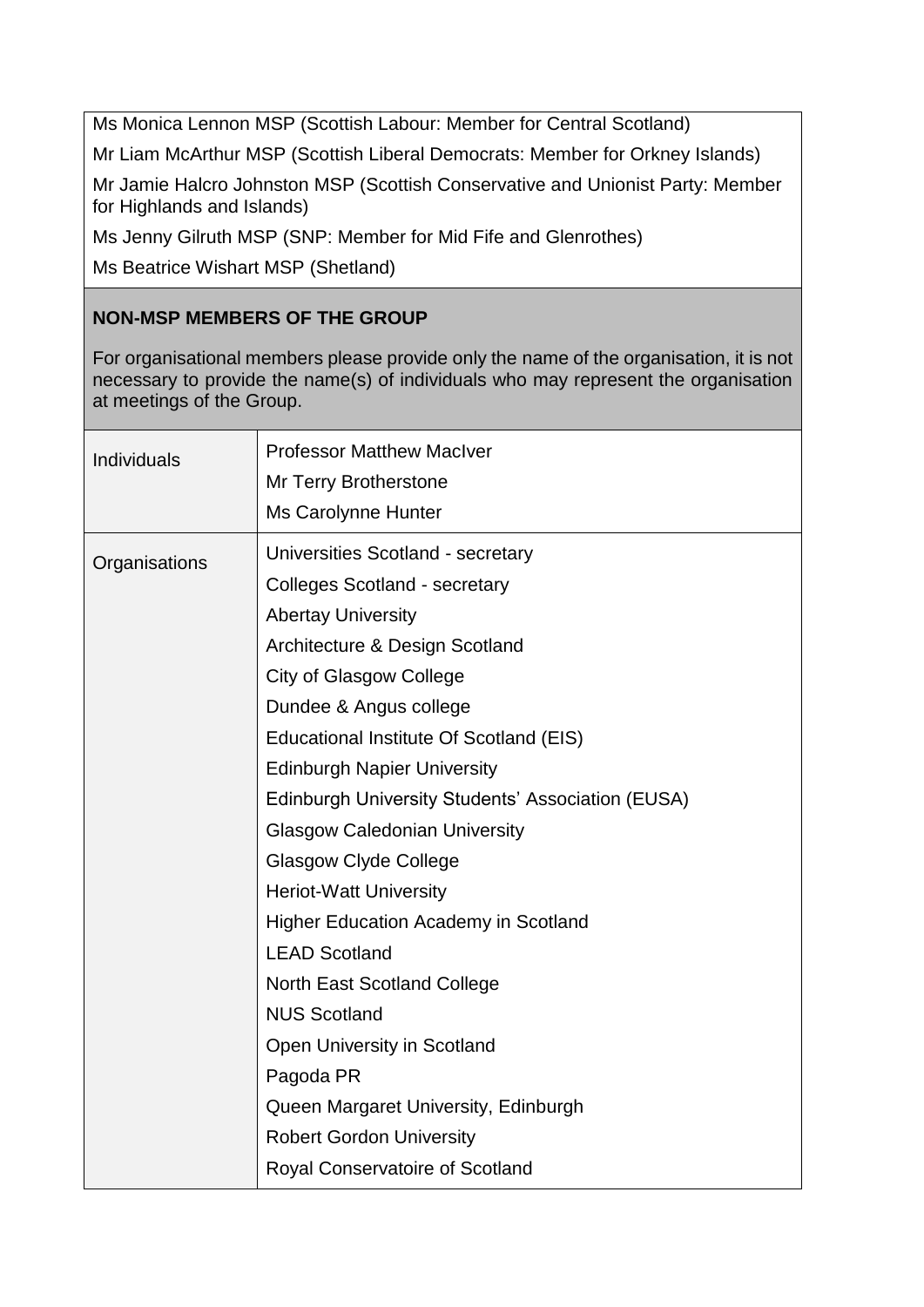| |
|---|
| Ms Monica Lennon MSP (Scottish Labour: Member for Central Scotland) |
| Mr Liam McArthur MSP (Scottish Liberal Democrats: Member for Orkney Islands) |
| Mr Jamie Halcro Johnston MSP (Scottish Conservative and Unionist Party: Member for Highlands and Islands) |
| Ms Jenny Gilruth MSP (SNP: Member for Mid Fife and Glenrothes) |
| Ms Beatrice Wishart MSP (Shetland) |

**NON-MSP MEMBERS OF THE GROUP**

For organisational members please provide only the name of the organisation, it is not necessary to provide the name(s) of individuals who may represent the organisation at meetings of the Group.

| | |
|---|---|
| Individuals | Professor Matthew MacIver<br>Mr Terry Brotherstone<br>Ms Carolynne Hunter |
| Organisations | Universities Scotland - secretary<br>Colleges Scotland - secretary<br>Abertay University<br>Architecture & Design Scotland<br>City of Glasgow College<br>Dundee & Angus college<br>Educational Institute Of Scotland (EIS)<br>Edinburgh Napier University<br>Edinburgh University Students' Association (EUSA)<br>Glasgow Caledonian University<br>Glasgow Clyde College<br>Heriot-Watt University<br>Higher Education Academy in Scotland<br>LEAD Scotland<br>North East Scotland College<br>NUS Scotland<br>Open University in Scotland<br>Pagoda PR<br>Queen Margaret University, Edinburgh<br>Robert Gordon University<br>Royal Conservatoire of Scotland |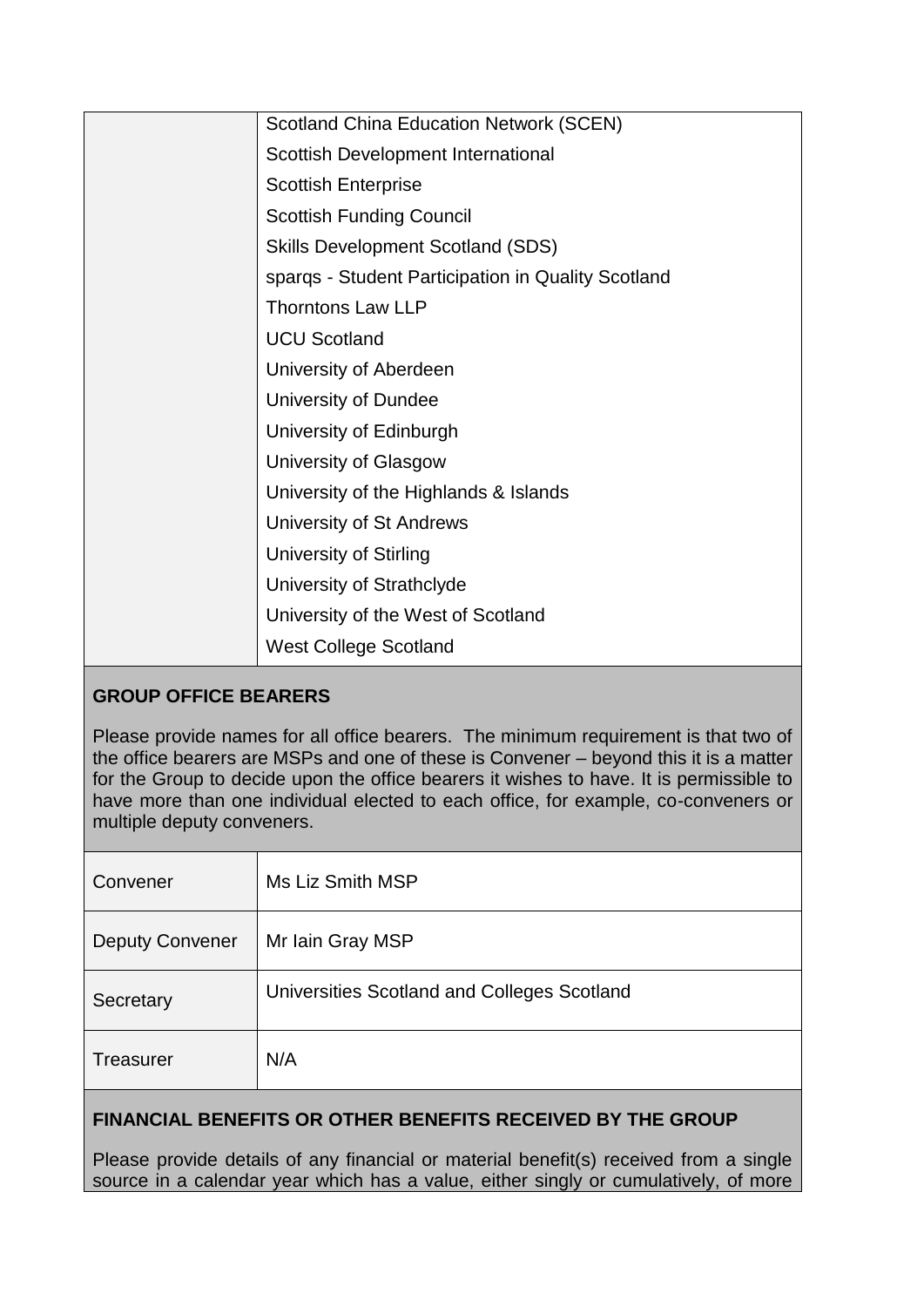| | |
|---|---|
| | Scotland China Education Network (SCEN) |
| | Scottish Development International |
| | Scottish Enterprise |
| | Scottish Funding Council |
| | Skills Development Scotland (SDS) |
| | sparqs - Student Participation in Quality Scotland |
| | Thorntons Law LLP |
| | UCU Scotland |
| | University of Aberdeen |
| | University of Dundee |
| | University of Edinburgh |
| | University of Glasgow |
| | University of the Highlands & Islands |
| | University of St Andrews |
| | University of Stirling |
| | University of Strathclyde |
| | University of the West of Scotland |
| | West College Scotland |

**GROUP OFFICE BEARERS**

Please provide names for all office bearers. The minimum requirement is that two of the office bearers are MSPs and one of these is Convener – beyond this it is a matter for the Group to decide upon the office bearers it wishes to have. It is permissible to have more than one individual elected to each office, for example, co-conveners or multiple deputy conveners.

| | |
|---|---|
| Convener | Ms Liz Smith MSP |
| Deputy Convener | Mr Iain Gray MSP |
| Secretary | Universities Scotland and Colleges Scotland |
| Treasurer | N/A |

**FINANCIAL BENEFITS OR OTHER BENEFITS RECEIVED BY THE GROUP**

Please provide details of any financial or material benefit(s) received from a single source in a calendar year which has a value, either singly or cumulatively, of more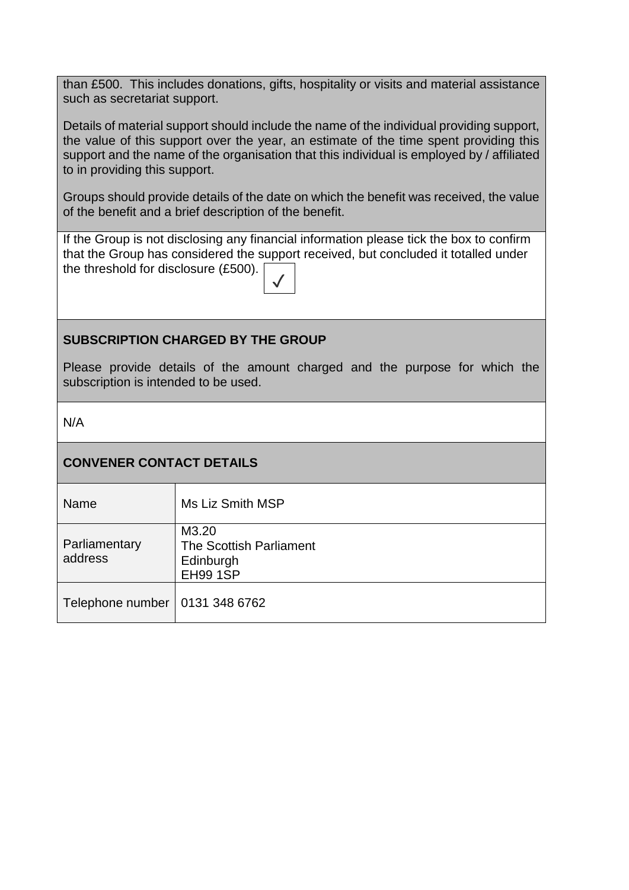than £500. This includes donations, gifts, hospitality or visits and material assistance such as secretariat support.

Details of material support should include the name of the individual providing support, the value of this support over the year, an estimate of the time spent providing this support and the name of the organisation that this individual is employed by / affiliated to in providing this support.

Groups should provide details of the date on which the benefit was received, the value of the benefit and a brief description of the benefit.

If the Group is not disclosing any financial information please tick the box to confirm that the Group has considered the support received, but concluded it totalled under the threshold for disclosure (£500). ✓

**SUBSCRIPTION CHARGED BY THE GROUP**

Please provide details of the amount charged and the purpose for which the subscription is intended to be used.

N/A

**CONVENER CONTACT DETAILS**

| | |
|---|---|
| Name | Ms Liz Smith MSP |
| Parliamentary address | M3.20<br>The Scottish Parliament<br>Edinburgh<br>EH99 1SP |
| Telephone number | 0131 348 6762 |